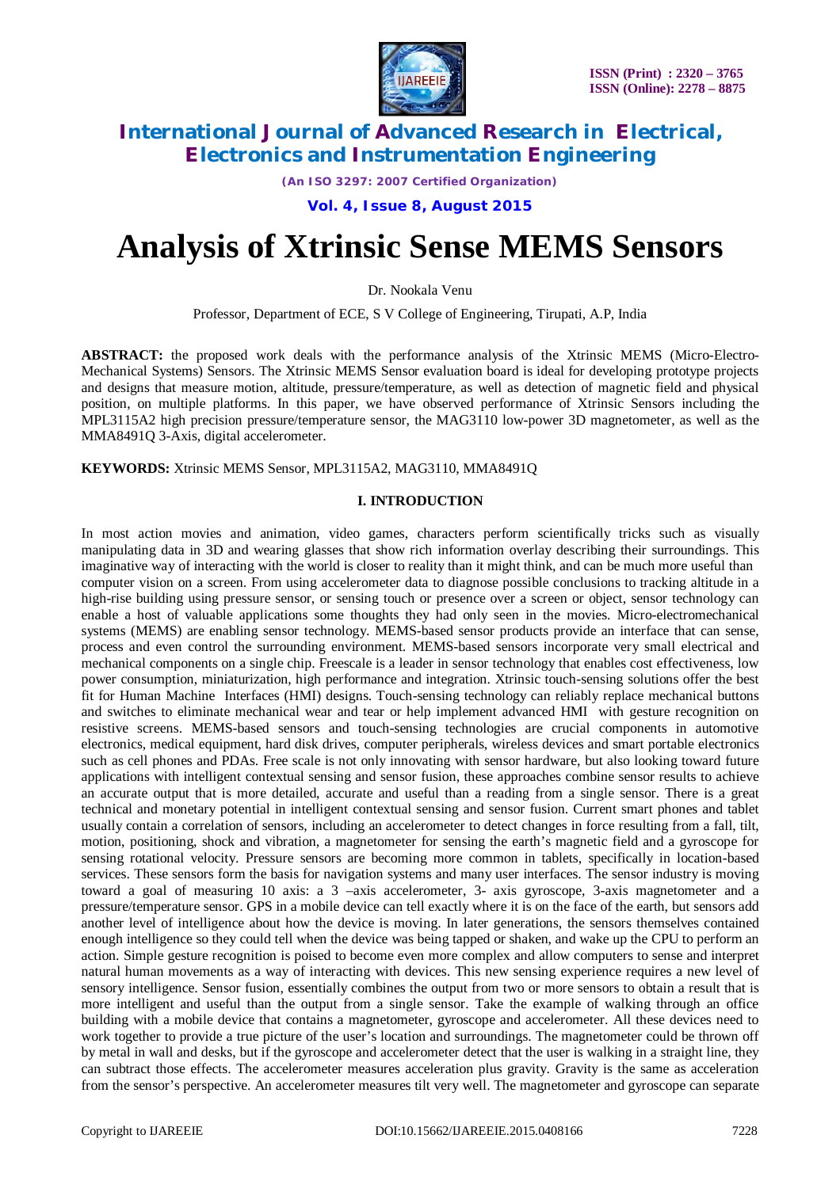# Analysis of Xtrinsic Sense MEMS Sensors

Dr. Nookala Venu

Professor, Department of ECE, S V College of Engineering, Tirupati, A.P, India

**ABSTRACT:** the proposed work deals with the performance analysis of the Xtrinsic MEMS (Micro-Electro-Mechanical Systems) Sensors. The Xtrinsic MEMS Sensor evaluation board is ideal for developing prototype projects and designs that measure motion, altitude, pressure/temperature, as well as detection of magnetic field and physical position, on multiple platforms. In this paper, we have observed performance of Xtrinsic Sensors including the MPL3115A2 high precision pressure/temperature sensor, the MAG3110 low-power 3D magnetometer, as well as the MMA8491Q 3-Axis, digital accelerometer.

**KEYWORDS:** Xtrinsic MEMS Sensor, MPL3115A2, MAG3110, MMA8491Q

## I. INTRODUCTION

In most action movies and animation, video games, characters perform scientifically tricks such as visually manipulating data in 3D and wearing glasses that show rich information overlay describing their surroundings. This imaginative way of interacting with the world is closer to reality than it might think, and can be much more useful than computer vision on a screen. From using accelerometer data to diagnose possible conclusions to tracking altitude in a high-rise building using pressure sensor, or sensing touch or presence over a screen or object, sensor technology can enable a host of valuable applications some thoughts they had only seen in the movies. Micro-electromechanical systems (MEMS) are enabling sensor technology. MEMS-based sensor products provide an interface that can sense, process and even control the surrounding environment. MEMS-based sensors incorporate very small electrical and mechanical components on a single chip. Freescale is a leader in sensor technology that enables cost effectiveness, low power consumption, miniaturization, high performance and integration. Xtrinsic touch-sensing solutions offer the best fit for Human Machine Interfaces (HMI) designs. Touch-sensing technology can reliably replace mechanical buttons and switches to eliminate mechanical wear and tear or help implement advanced HMI with gesture recognition on resistive screens. MEMS-based sensors and touch-sensing technologies are crucial components in automotive electronics, medical equipment, hard disk drives, computer peripherals, wireless devices and smart portable electronics such as cell phones and PDAs. Free scale is not only innovating with sensor hardware, but also looking toward future applications with intelligent contextual sensing and sensor fusion, these approaches combine sensor results to achieve an accurate output that is more detailed, accurate and useful than a reading from a single sensor. There is a great technical and monetary potential in intelligent contextual sensing and sensor fusion. Current smart phones and tablet usually contain a correlation of sensors, including an accelerometer to detect changes in force resulting from a fall, tilt, motion, positioning, shock and vibration, a magnetometer for sensing the earth's magnetic field and a gyroscope for sensing rotational velocity. Pressure sensors are becoming more common in tablets, specifically in location-based services. These sensors form the basis for navigation systems and many user interfaces. The sensor industry is moving toward a goal of measuring 10 axis: a 3 –axis accelerometer, 3- axis gyroscope, 3-axis magnetometer and a pressure/temperature sensor. GPS in a mobile device can tell exactly where it is on the face of the earth, but sensors add another level of intelligence about how the device is moving. In later generations, the sensors themselves contained enough intelligence so they could tell when the device was being tapped or shaken, and wake up the CPU to perform an action. Simple gesture recognition is poised to become even more complex and allow computers to sense and interpret natural human movements as a way of interacting with devices. This new sensing experience requires a new level of sensory intelligence. Sensor fusion, essentially combines the output from two or more sensors to obtain a result that is more intelligent and useful than the output from a single sensor. Take the example of walking through an office building with a mobile device that contains a magnetometer, gyroscope and accelerometer. All these devices need to work together to provide a true picture of the user's location and surroundings. The magnetometer could be thrown off by metal in wall and desks, but if the gyroscope and accelerometer detect that the user is walking in a straight line, they can subtract those effects. The accelerometer measures acceleration plus gravity. Gravity is the same as acceleration from the sensor's perspective. An accelerometer measures tilt very well. The magnetometer and gyroscope can separate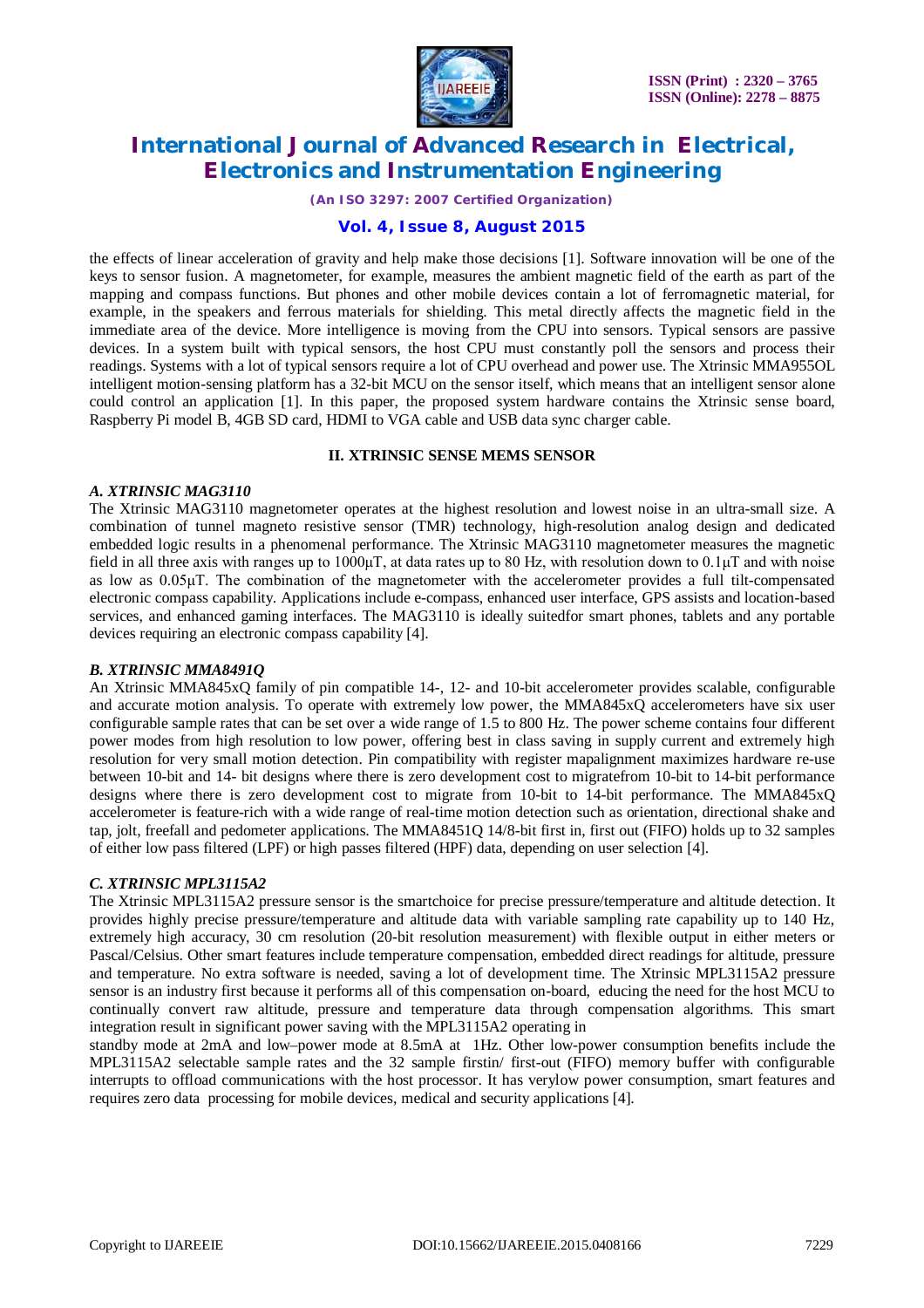the effects of linear acceleration of gravity and help make those decisions [1]. Software innovation will be one of the keys to sensor fusion. A magnetometer, for example, measures the ambient magnetic field of the earth as part of the mapping and compass functions. But phones and other mobile devices contain a lot of ferromagnetic material, for example, in the speakers and ferrous materials for shielding. This metal directly affects the magnetic field in the immediate area of the device. More intelligence is moving from the CPU into sensors. Typical sensors are passive devices. In a system built with typical sensors, the host CPU must constantly poll the sensors and process their readings. Systems with a lot of typical sensors require a lot of CPU overhead and power use. The Xtrinsic MMA955OL intelligent motion-sensing platform has a 32-bit MCU on the sensor itself, which means that an intelligent sensor alone could control an application [1]. In this paper, the proposed system hardware contains the Xtrinsic sense board, Raspberry Pi model B, 4GB SD card, HDMI to VGA cable and USB data sync charger cable.

## II. XTRINSIC SENSE MEMS SENSOR

### *A. XTRINSIC MAG3110*

The Xtrinsic MAG3110 magnetometer operates at the highest resolution and lowest noise in an ultra-small size. A combination of tunnel magneto resistive sensor (TMR) technology, high-resolution analog design and dedicated embedded logic results in a phenomenal performance. The Xtrinsic MAG3110 magnetometer measures the magnetic field in all three axis with ranges up to 1000µT, at data rates up to 80 Hz, with resolution down to 0.1µT and with noise as low as 0.05µT. The combination of the magnetometer with the accelerometer provides a full tilt-compensated electronic compass capability. Applications include e-compass, enhanced user interface, GPS assists and location-based services, and enhanced gaming interfaces. The MAG3110 is ideally suitedfor smart phones, tablets and any portable devices requiring an electronic compass capability [4].

### *B. XTRINSIC MMA8491Q*

An Xtrinsic MMA845xQ family of pin compatible 14-, 12- and 10-bit accelerometer provides scalable, configurable and accurate motion analysis. To operate with extremely low power, the MMA845xQ accelerometers have six user configurable sample rates that can be set over a wide range of 1.5 to 800 Hz. The power scheme contains four different power modes from high resolution to low power, offering best in class saving in supply current and extremely high resolution for very small motion detection. Pin compatibility with register mapalignment maximizes hardware re-use between 10-bit and 14- bit designs where there is zero development cost to migratefrom 10-bit to 14-bit performance designs where there is zero development cost to migrate from 10-bit to 14-bit performance. The MMA845xQ accelerometer is feature-rich with a wide range of real-time motion detection such as orientation, directional shake and tap, jolt, freefall and pedometer applications. The MMA8451Q 14/8-bit first in, first out (FIFO) holds up to 32 samples of either low pass filtered (LPF) or high passes filtered (HPF) data, depending on user selection [4].

### *C. XTRINSIC MPL3115A2*

The Xtrinsic MPL3115A2 pressure sensor is the smartchoice for precise pressure/temperature and altitude detection. It provides highly precise pressure/temperature and altitude data with variable sampling rate capability up to 140 Hz, extremely high accuracy, 30 cm resolution (20-bit resolution measurement) with flexible output in either meters or Pascal/Celsius. Other smart features include temperature compensation, embedded direct readings for altitude, pressure and temperature. No extra software is needed, saving a lot of development time. The Xtrinsic MPL3115A2 pressure sensor is an industry first because it performs all of this compensation on-board, educing the need for the host MCU to continually convert raw altitude, pressure and temperature data through compensation algorithms. This smart integration result in significant power saving with the MPL3115A2 operating in standby mode at 2mA and low–power mode at 8.5mA at 1Hz. Other low-power consumption benefits include the MPL3115A2 selectable sample rates and the 32 sample firstin/ first-out (FIFO) memory buffer with configurable interrupts to offload communications with the host processor. It has verylow power consumption, smart features and requires zero data processing for mobile devices, medical and security applications [4].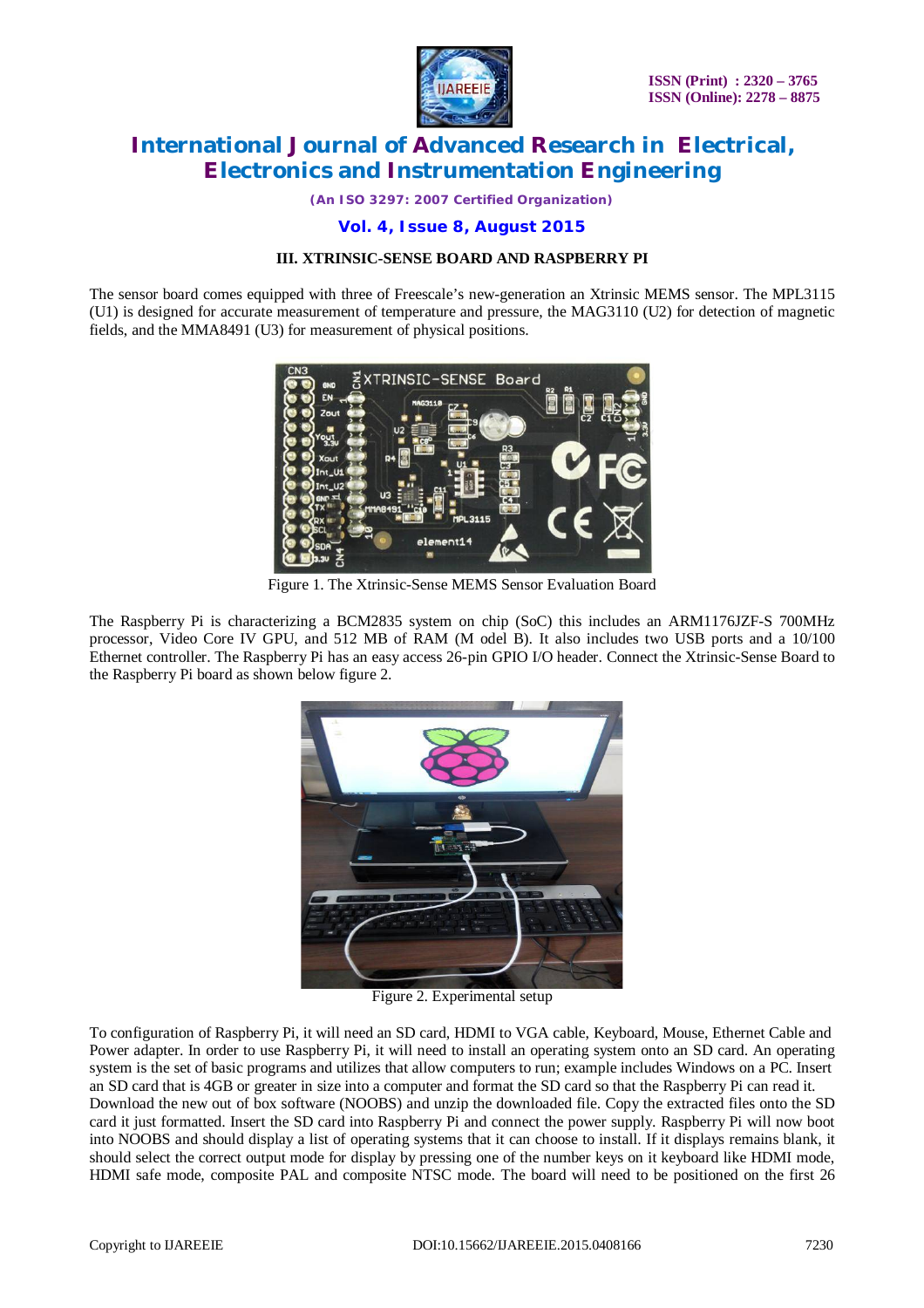### III. XTRINSIC-SENSE BOARD AND RASPBERRY PI

The sensor board comes equipped with three of Freescale's new-generation an Xtrinsic MEMS sensor. The MPL3115 (U1) is designed for accurate measurement of temperature and pressure, the MAG3110 (U2) for detection of magnetic fields, and the MMA8491 (U3) for measurement of physical positions.

Figure 1. The Xtrinsic-Sense MEMS Sensor Evaluation Board

The Raspberry Pi is characterizing a BCM2835 system on chip (SoC) this includes an ARM1176JZF-S 700MHz processor, Video Core IV GPU, and 512 MB of RAM (M odel B). It also includes two USB ports and a 10/100 Ethernet controller. The Raspberry Pi has an easy access 26-pin GPIO I/O header. Connect the Xtrinsic-Sense Board to the Raspberry Pi board as shown below figure 2.

Figure 2. Experimental setup

To configuration of Raspberry Pi, it will need an SD card, HDMI to VGA cable, Keyboard, Mouse, Ethernet Cable and Power adapter. In order to use Raspberry Pi, it will need to install an operating system onto an SD card. An operating system is the set of basic programs and utilizes that allow computers to run; example includes Windows on a PC. Insert an SD card that is 4GB or greater in size into a computer and format the SD card so that the Raspberry Pi can read it. Download the new out of box software (NOOBS) and unzip the downloaded file. Copy the extracted files onto the SD card it just formatted. Insert the SD card into Raspberry Pi and connect the power supply. Raspberry Pi will now boot into NOOBS and should display a list of operating systems that it can choose to install. If it displays remains blank, it should select the correct output mode for display by pressing one of the number keys on it keyboard like HDMI mode, HDMI safe mode, composite PAL and composite NTSC mode. The board will need to be positioned on the first 26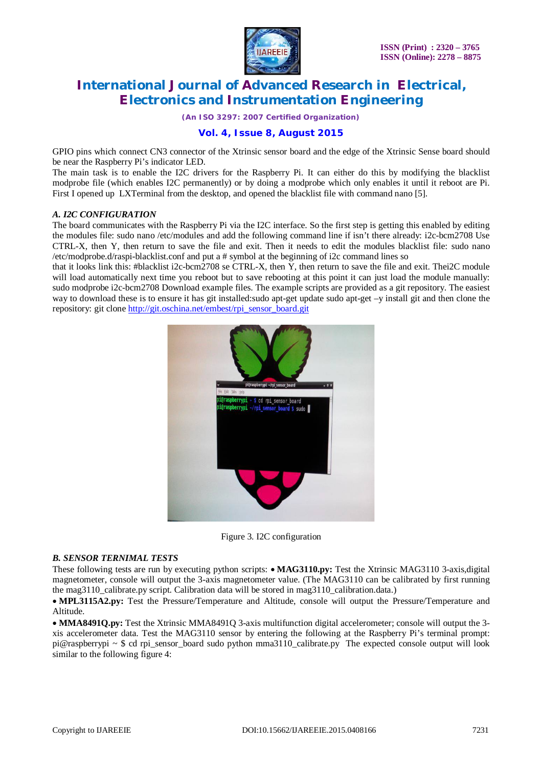GPIO pins which connect CN3 connector of the Xtrinsic sensor board and the edge of the Xtrinsic Sense board should be near the Raspberry Pi's indicator LED.

The main task is to enable the I2C drivers for the Raspberry Pi. It can either do this by modifying the blacklist modprobe file (which enables I2C permanently) or by doing a modprobe which only enables it until it reboot are Pi. First I opened up LXTerminal from the desktop, and opened the blacklist file with command nano [5].

### *A. I2C CONFIGURATION*

The board communicates with the Raspberry Pi via the I2C interface. So the first step is getting this enabled by editing the modules file: sudo nano /etc/modules and add the following command line if isn't there already: i2c-bcm2708 Use CTRL-X, then Y, then return to save the file and exit. Then it needs to edit the modules blacklist file: sudo nano /etc/modprobe.d/raspi-blacklist.conf and put a # symbol at the beginning of i2c command lines so that it looks link this: #blacklist i2c-bcm2708 se CTRL-X, then Y, then return to save the file and exit. Thei2C module will load automatically next time you reboot but to save rebooting at this point it can just load the module manually: sudo modprobe i2c-bcm2708 Download example files. The example scripts are provided as a git repository. The easiest way to download these is to ensure it has git installed:sudo apt-get update sudo apt-get –y install git and then clone the repository: git clone http://git.oschina.net/embest/rpi_sensor_board.git

Figure 3. I2C configuration

### *B. SENSOR TERNIMAL TESTS*

These following tests are run by executing python scripts: • **MAG3110.py:** Test the Xtrinsic MAG3110 3-axis,digital magnetometer, console will output the 3-axis magnetometer value. (The MAG3110 can be calibrated by first running the mag3110_calibrate.py script. Calibration data will be stored in mag3110_calibration.data.)

• **MPL3115A2.py:** Test the Pressure/Temperature and Altitude, console will output the Pressure/Temperature and Altitude.

• **MMA8491Q.py:** Test the Xtrinsic MMA8491Q 3-axis multifunction digital accelerometer; console will output the 3-xis accelerometer data. Test the MAG3110 sensor by entering the following at the Raspberry Pi's terminal prompt: pi@raspberrypi ~ $ cd rpi_sensor_board sudo python mma3110_calibrate.py The expected console output will look similar to the following figure 4: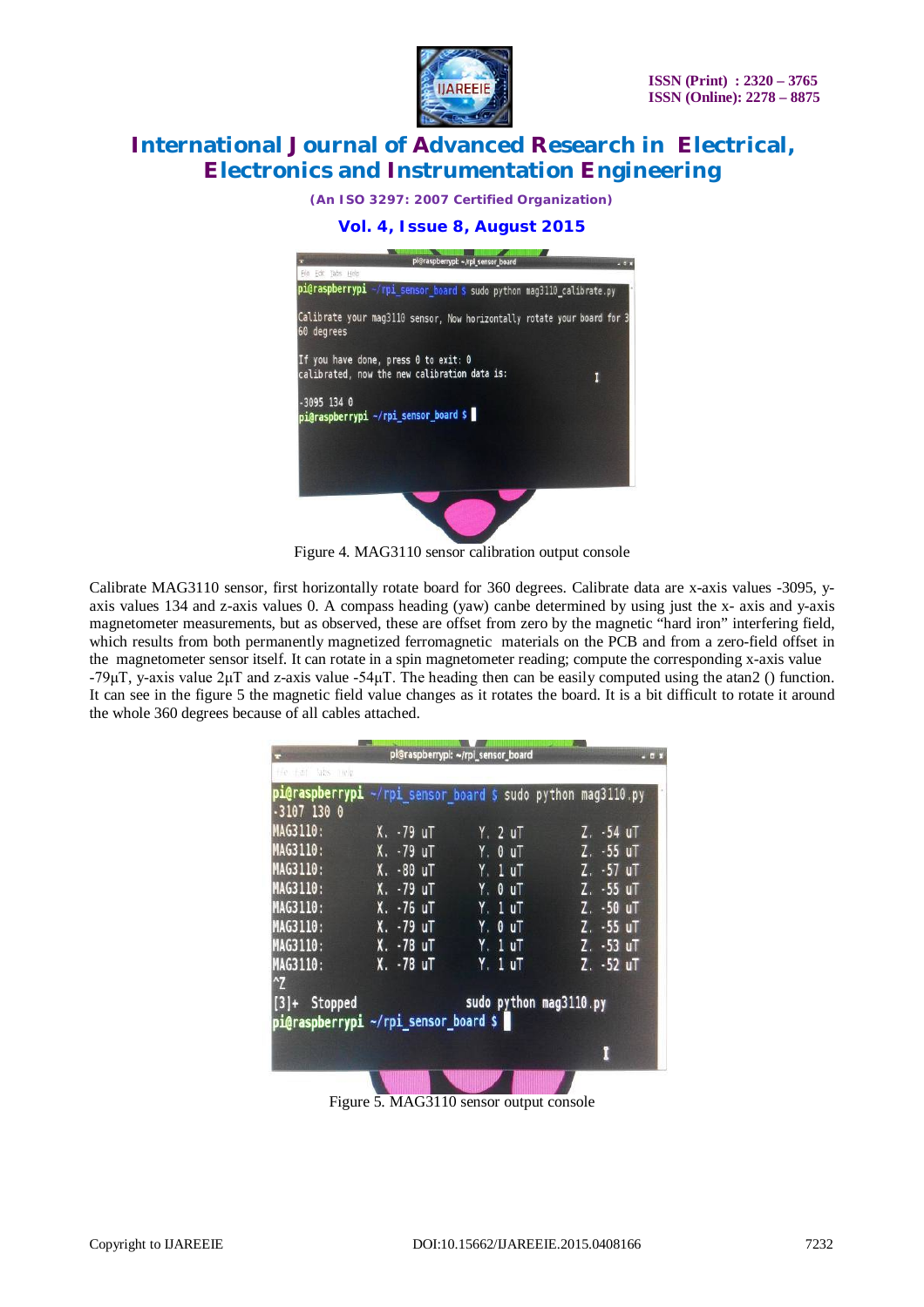```
pi@raspberrypi ~/rpi_sensor_board $ sudo python mag3110_calibrate.py

Calibrate your mag3110 sensor, Now horizontally rotate your board for 360 degrees

If you have done, press 0 to exit: 0
calibrated, now the new calibration data is:

-3095 134 0
pi@raspberrypi ~/rpi_sensor_board $
```

Figure 4. MAG3110 sensor calibration output console

Calibrate MAG3110 sensor, first horizontally rotate board for 360 degrees. Calibrate data are x-axis values -3095, y-axis values 134 and z-axis values 0. A compass heading (yaw) canbe determined by using just the x- axis and y-axis magnetometer measurements, but as observed, these are offset from zero by the magnetic "hard iron" interfering field, which results from both permanently magnetized ferromagnetic materials on the PCB and from a zero-field offset in the magnetometer sensor itself. It can rotate in a spin magnetometer reading; compute the corresponding x-axis value -79µT, y-axis value 2µT and z-axis value -54µT. The heading then can be easily computed using the atan2 () function. It can see in the figure 5 the magnetic field value changes as it rotates the board. It is a bit difficult to rotate it around the whole 360 degrees because of all cables attached.

```
pi@raspberrypi ~/rpi_sensor_board $ sudo python mag3110.py
-3107 130 0
MAG3110:    X. -79 uT    Y. 2 uT    Z. -54 uT
MAG3110:    X. -79 uT    Y. 0 uT    Z. -55 uT
MAG3110:    X. -80 uT    Y. 1 uT    Z. -57 uT
MAG3110:    X. -79 uT    Y. 0 uT    Z. -55 uT
MAG3110:    X. -76 uT    Y. 1 uT    Z. -50 uT
MAG3110:    X. -79 uT    Y. 0 uT    Z. -55 uT
MAG3110:    X. -78 uT    Y. 1 uT    Z. -53 uT
MAG3110:    X. -78 uT    Y. 1 uT    Z. -52 uT
^Z
[3]+  Stopped                 sudo python mag3110.py
pi@raspberrypi ~/rpi_sensor_board $
```

Figure 5. MAG3110 sensor output console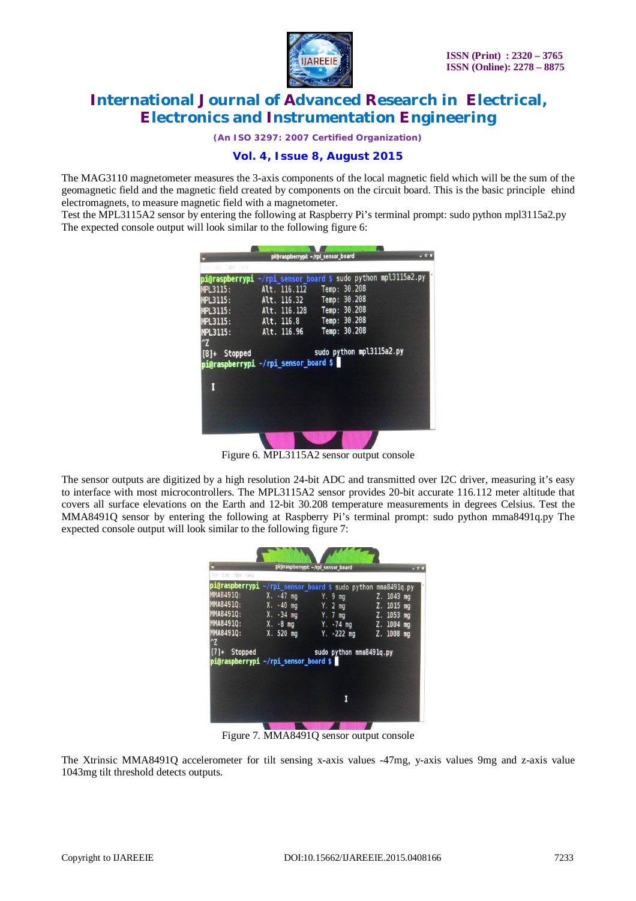The MAG3110 magnetometer measures the 3-axis components of the local magnetic field which will be the sum of the geomagnetic field and the magnetic field created by components on the circuit board. This is the basic principle ehind electromagnets, to measure magnetic field with a magnetometer.

Test the MPL3115A2 sensor by entering the following at Raspberry Pi's terminal prompt: sudo python mpl3115a2.py The expected console output will look similar to the following figure 6:

Figure 6. MPL3115A2 sensor output console

The sensor outputs are digitized by a high resolution 24-bit ADC and transmitted over I2C driver, measuring it's easy to interface with most microcontrollers. The MPL3115A2 sensor provides 20-bit accurate 116.112 meter altitude that covers all surface elevations on the Earth and 12-bit 30.208 temperature measurements in degrees Celsius. Test the MMA8491Q sensor by entering the following at Raspberry Pi's terminal prompt: sudo python mma8491q.py The expected console output will look similar to the following figure 7:

Figure 7. MMA8491Q sensor output console

The Xtrinsic MMA8491Q accelerometer for tilt sensing x-axis values -47mg, y-axis values 9mg and z-axis value 1043mg tilt threshold detects outputs.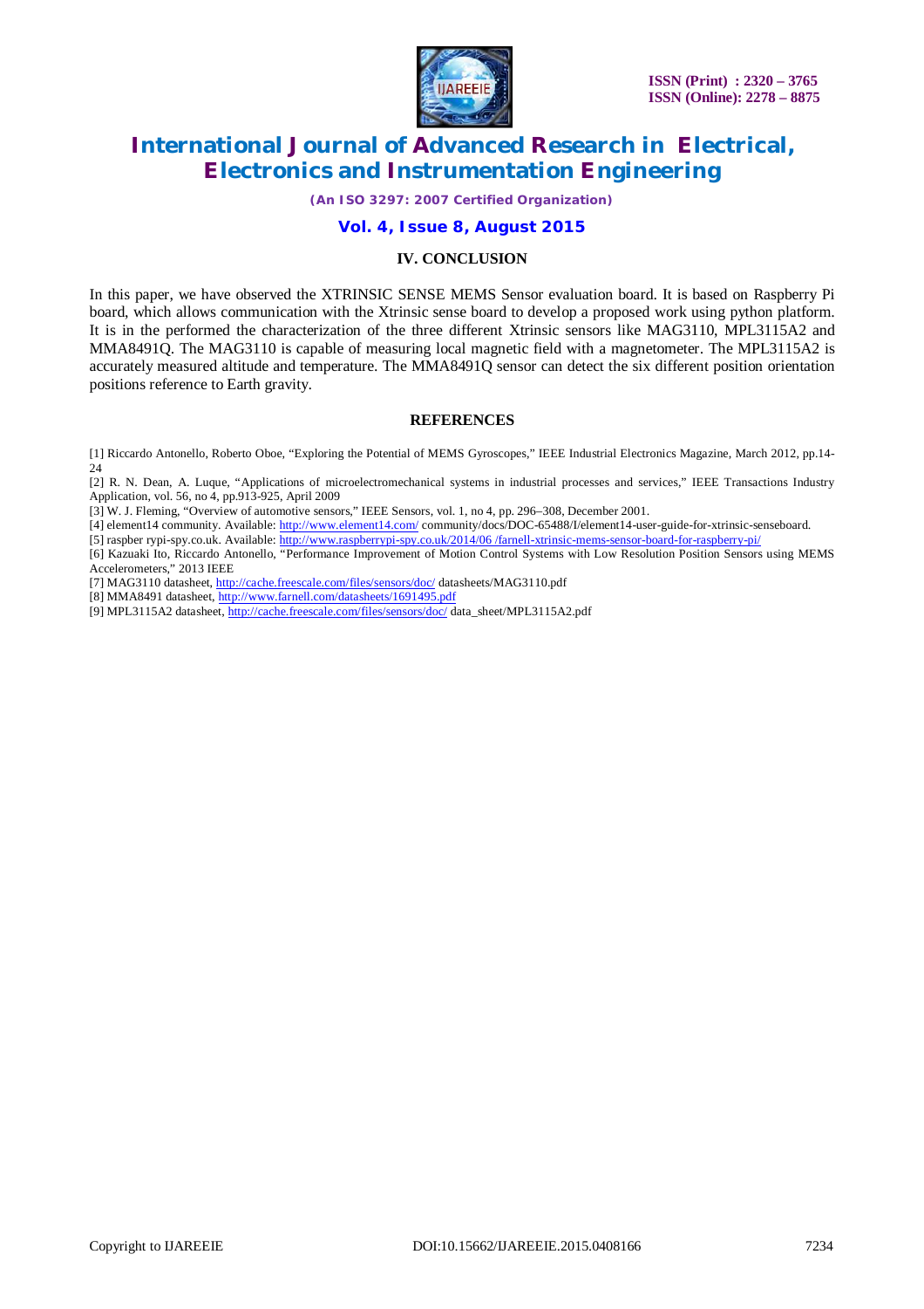## IV. CONCLUSION

In this paper, we have observed the XTRINSIC SENSE MEMS Sensor evaluation board. It is based on Raspberry Pi board, which allows communication with the Xtrinsic sense board to develop a proposed work using python platform. It is in the performed the characterization of the three different Xtrinsic sensors like MAG3110, MPL3115A2 and MMA8491Q. The MAG3110 is capable of measuring local magnetic field with a magnetometer. The MPL3115A2 is accurately measured altitude and temperature. The MMA8491Q sensor can detect the six different position orientation positions reference to Earth gravity.

## REFERENCES

[1] Riccardo Antonello, Roberto Oboe, "Exploring the Potential of MEMS Gyroscopes," IEEE Industrial Electronics Magazine, March 2012, pp.14-24

[2] R. N. Dean, A. Luque, "Applications of microelectromechanical systems in industrial processes and services," IEEE Transactions Industry Application, vol. 56, no 4, pp.913-925, April 2009

[3] W. J. Fleming, "Overview of automotive sensors," IEEE Sensors, vol. 1, no 4, pp. 296–308, December 2001.

[4] element14 community. Available: http://www.element14.com/ community/docs/DOC-65488/I/element14-user-guide-for-xtrinsic-senseboard.

[5] raspber rypi-spy.co.uk. Available: http://www.raspberrypi-spy.co.uk/2014/06 /farnell-xtrinsic-mems-sensor-board-for-raspberry-pi/

[6] Kazuaki Ito, Riccardo Antonello, "Performance Improvement of Motion Control Systems with Low Resolution Position Sensors using MEMS Accelerometers," 2013 IEEE

[7] MAG3110 datasheet, http://cache.freescale.com/files/sensors/doc/ datasheets/MAG3110.pdf

[8] MMA8491 datasheet, http://www.farnell.com/datasheets/1691495.pdf

[9] MPL3115A2 datasheet, http://cache.freescale.com/files/sensors/doc/ data_sheet/MPL3115A2.pdf